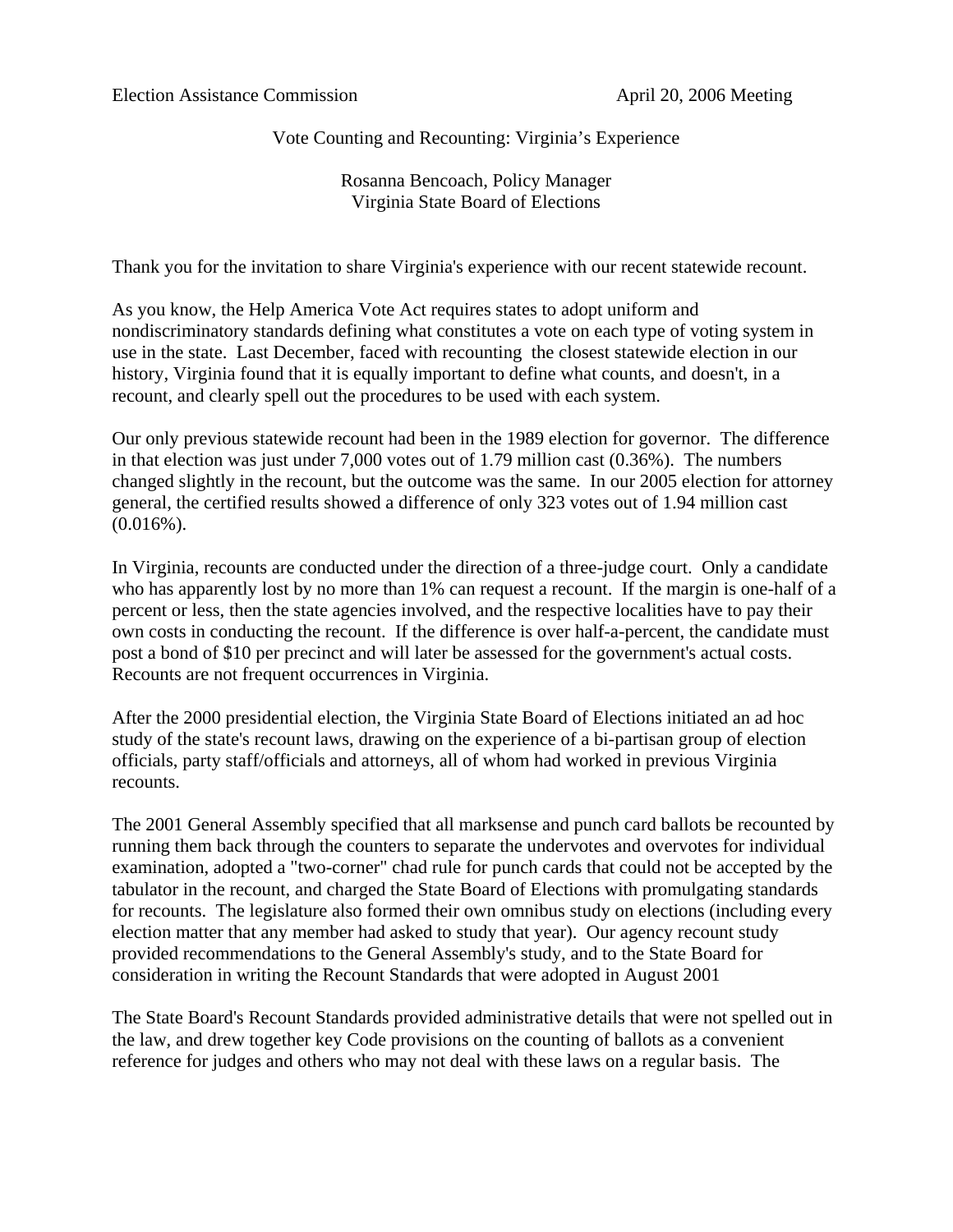Election Assistance Commission April 20, 2006 Meeting

Vote Counting and Recounting: Virginia's Experience

Rosanna Bencoach, Policy Manager
Virginia State Board of Elections

Thank you for the invitation to share Virginia's experience with our recent statewide recount.

As you know, the Help America Vote Act requires states to adopt uniform and nondiscriminatory standards defining what constitutes a vote on each type of voting system in use in the state. Last December, faced with recounting the closest statewide election in our history, Virginia found that it is equally important to define what counts, and doesn't, in a recount, and clearly spell out the procedures to be used with each system.

Our only previous statewide recount had been in the 1989 election for governor. The difference in that election was just under 7,000 votes out of 1.79 million cast (0.36%). The numbers changed slightly in the recount, but the outcome was the same. In our 2005 election for attorney general, the certified results showed a difference of only 323 votes out of 1.94 million cast (0.016%).

In Virginia, recounts are conducted under the direction of a three-judge court. Only a candidate who has apparently lost by no more than 1% can request a recount. If the margin is one-half of a percent or less, then the state agencies involved, and the respective localities have to pay their own costs in conducting the recount. If the difference is over half-a-percent, the candidate must post a bond of $10 per precinct and will later be assessed for the government's actual costs. Recounts are not frequent occurrences in Virginia.

After the 2000 presidential election, the Virginia State Board of Elections initiated an ad hoc study of the state's recount laws, drawing on the experience of a bi-partisan group of election officials, party staff/officials and attorneys, all of whom had worked in previous Virginia recounts.

The 2001 General Assembly specified that all marksense and punch card ballots be recounted by running them back through the counters to separate the undervotes and overvotes for individual examination, adopted a "two-corner" chad rule for punch cards that could not be accepted by the tabulator in the recount, and charged the State Board of Elections with promulgating standards for recounts. The legislature also formed their own omnibus study on elections (including every election matter that any member had asked to study that year). Our agency recount study provided recommendations to the General Assembly's study, and to the State Board for consideration in writing the Recount Standards that were adopted in August 2001

The State Board's Recount Standards provided administrative details that were not spelled out in the law, and drew together key Code provisions on the counting of ballots as a convenient reference for judges and others who may not deal with these laws on a regular basis. The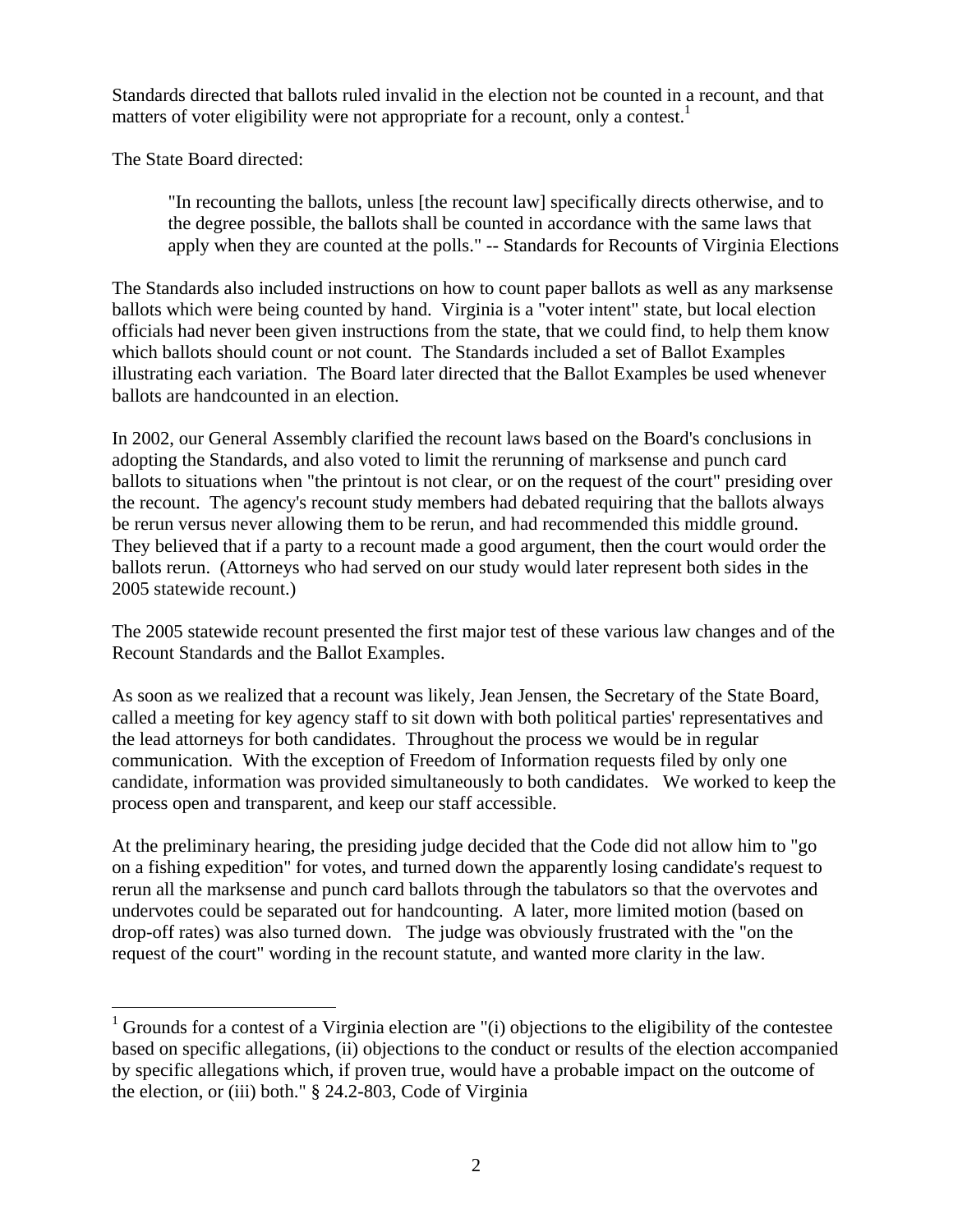Standards directed that ballots ruled invalid in the election not be counted in a recount, and that matters of voter eligibility were not appropriate for a recount, only a contest.[1]

The State Board directed:

> "In recounting the ballots, unless [the recount law] specifically directs otherwise, and to the degree possible, the ballots shall be counted in accordance with the same laws that apply when they are counted at the polls." -- Standards for Recounts of Virginia Elections

The Standards also included instructions on how to count paper ballots as well as any marksense ballots which were being counted by hand. Virginia is a "voter intent" state, but local election officials had never been given instructions from the state, that we could find, to help them know which ballots should count or not count. The Standards included a set of Ballot Examples illustrating each variation. The Board later directed that the Ballot Examples be used whenever ballots are handcounted in an election.

In 2002, our General Assembly clarified the recount laws based on the Board's conclusions in adopting the Standards, and also voted to limit the rerunning of marksense and punch card ballots to situations when "the printout is not clear, or on the request of the court" presiding over the recount. The agency's recount study members had debated requiring that the ballots always be rerun versus never allowing them to be rerun, and had recommended this middle ground. They believed that if a party to a recount made a good argument, then the court would order the ballots rerun. (Attorneys who had served on our study would later represent both sides in the 2005 statewide recount.)

The 2005 statewide recount presented the first major test of these various law changes and of the Recount Standards and the Ballot Examples.

As soon as we realized that a recount was likely, Jean Jensen, the Secretary of the State Board, called a meeting for key agency staff to sit down with both political parties' representatives and the lead attorneys for both candidates. Throughout the process we would be in regular communication. With the exception of Freedom of Information requests filed by only one candidate, information was provided simultaneously to both candidates. We worked to keep the process open and transparent, and keep our staff accessible.

At the preliminary hearing, the presiding judge decided that the Code did not allow him to "go on a fishing expedition" for votes, and turned down the apparently losing candidate's request to rerun all the marksense and punch card ballots through the tabulators so that the overvotes and undervotes could be separated out for handcounting. A later, more limited motion (based on drop-off rates) was also turned down. The judge was obviously frustrated with the "on the request of the court" wording in the recount statute, and wanted more clarity in the law.

---

[1] Grounds for a contest of a Virginia election are "(i) objections to the eligibility of the contestee based on specific allegations, (ii) objections to the conduct or results of the election accompanied by specific allegations which, if proven true, would have a probable impact on the outcome of the election, or (iii) both." § 24.2-803, Code of Virginia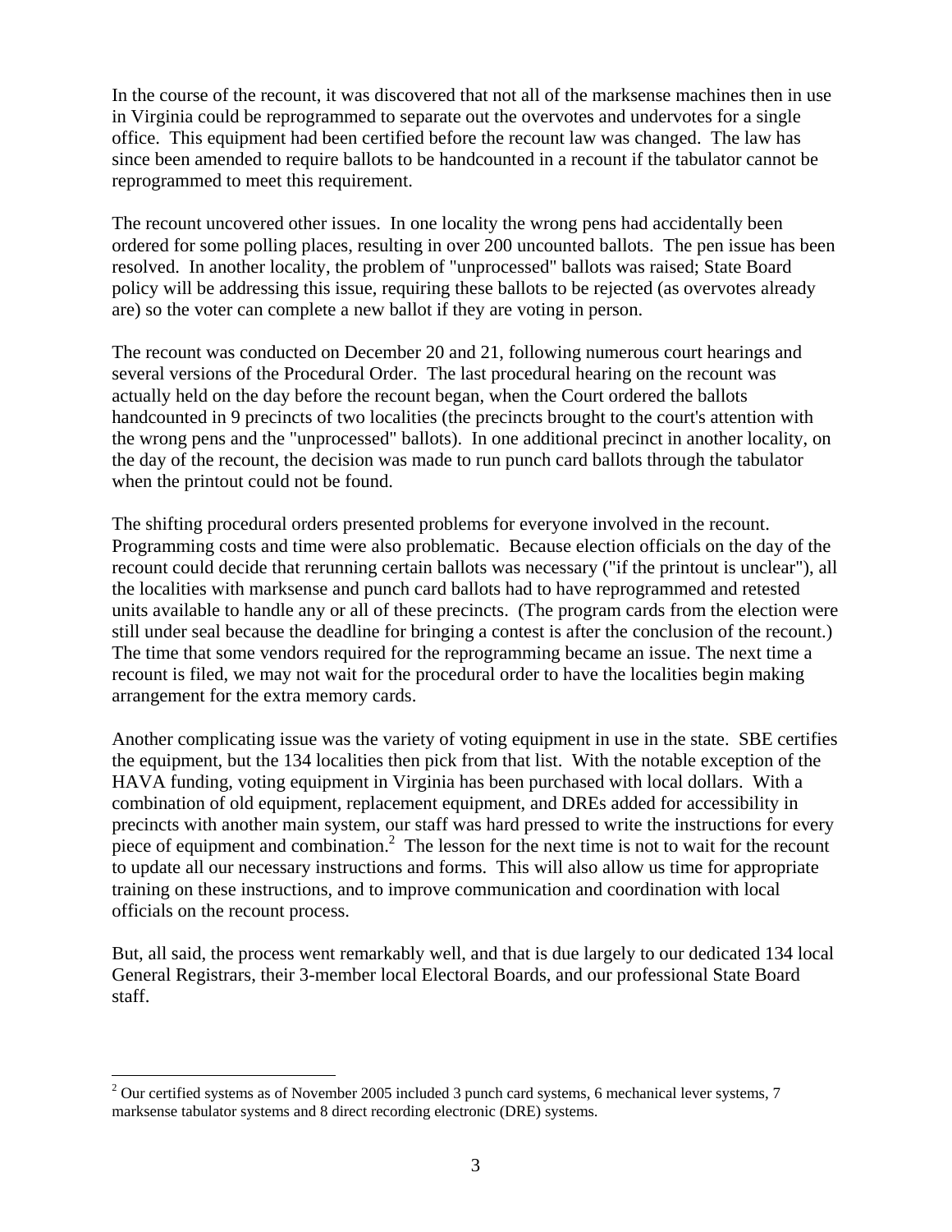In the course of the recount, it was discovered that not all of the marksense machines then in use in Virginia could be reprogrammed to separate out the overvotes and undervotes for a single office. This equipment had been certified before the recount law was changed. The law has since been amended to require ballots to be handcounted in a recount if the tabulator cannot be reprogrammed to meet this requirement.

The recount uncovered other issues. In one locality the wrong pens had accidentally been ordered for some polling places, resulting in over 200 uncounted ballots. The pen issue has been resolved. In another locality, the problem of "unprocessed" ballots was raised; State Board policy will be addressing this issue, requiring these ballots to be rejected (as overvotes already are) so the voter can complete a new ballot if they are voting in person.

The recount was conducted on December 20 and 21, following numerous court hearings and several versions of the Procedural Order. The last procedural hearing on the recount was actually held on the day before the recount began, when the Court ordered the ballots handcounted in 9 precincts of two localities (the precincts brought to the court's attention with the wrong pens and the "unprocessed" ballots). In one additional precinct in another locality, on the day of the recount, the decision was made to run punch card ballots through the tabulator when the printout could not be found.

The shifting procedural orders presented problems for everyone involved in the recount. Programming costs and time were also problematic. Because election officials on the day of the recount could decide that rerunning certain ballots was necessary ("if the printout is unclear"), all the localities with marksense and punch card ballots had to have reprogrammed and retested units available to handle any or all of these precincts. (The program cards from the election were still under seal because the deadline for bringing a contest is after the conclusion of the recount.) The time that some vendors required for the reprogramming became an issue. The next time a recount is filed, we may not wait for the procedural order to have the localities begin making arrangement for the extra memory cards.

Another complicating issue was the variety of voting equipment in use in the state. SBE certifies the equipment, but the 134 localities then pick from that list. With the notable exception of the HAVA funding, voting equipment in Virginia has been purchased with local dollars. With a combination of old equipment, replacement equipment, and DREs added for accessibility in precincts with another main system, our staff was hard pressed to write the instructions for every piece of equipment and combination.[2] The lesson for the next time is not to wait for the recount to update all our necessary instructions and forms. This will also allow us time for appropriate training on these instructions, and to improve communication and coordination with local officials on the recount process.

But, all said, the process went remarkably well, and that is due largely to our dedicated 134 local General Registrars, their 3-member local Electoral Boards, and our professional State Board staff.

---

[2] Our certified systems as of November 2005 included 3 punch card systems, 6 mechanical lever systems, 7 marksense tabulator systems and 8 direct recording electronic (DRE) systems.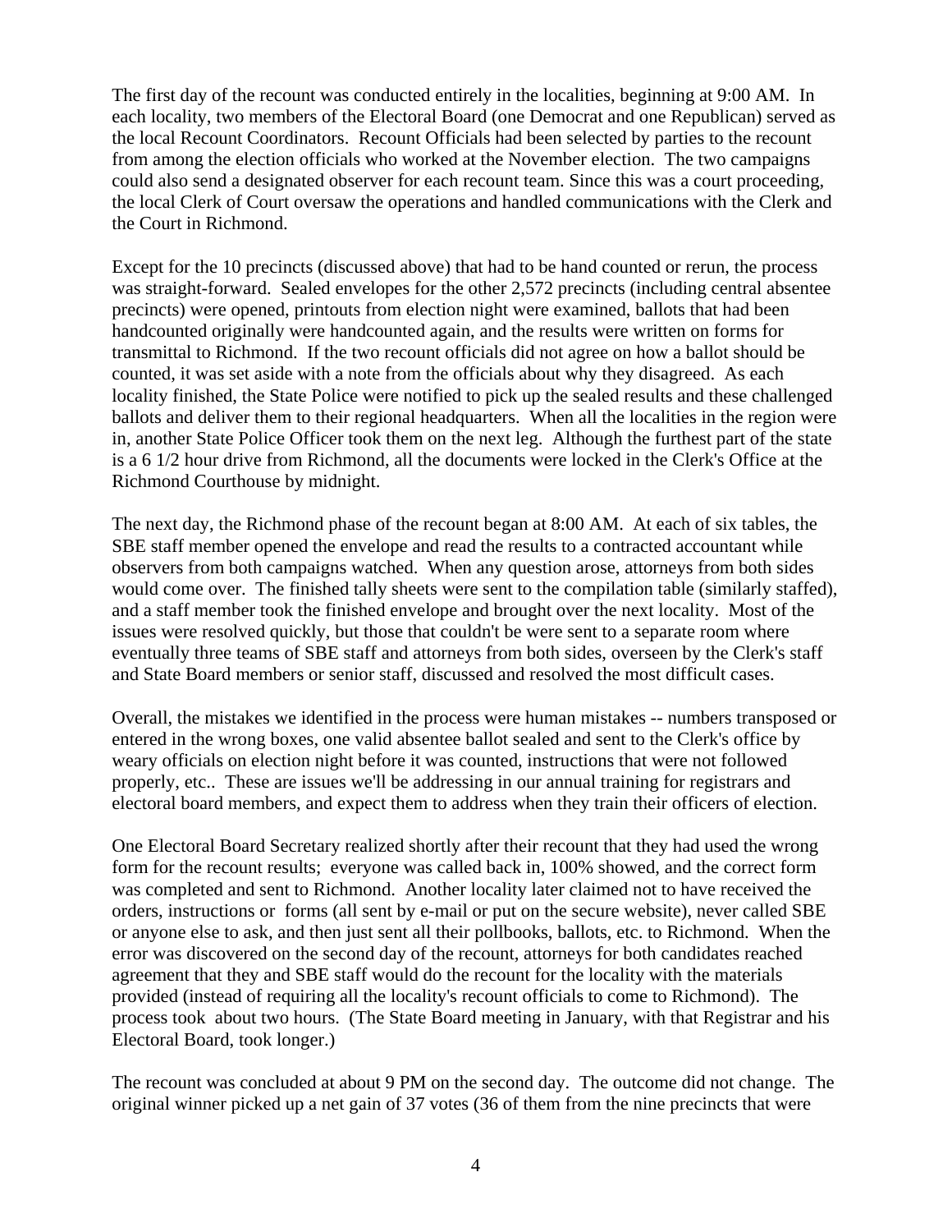The first day of the recount was conducted entirely in the localities, beginning at 9:00 AM. In each locality, two members of the Electoral Board (one Democrat and one Republican) served as the local Recount Coordinators. Recount Officials had been selected by parties to the recount from among the election officials who worked at the November election. The two campaigns could also send a designated observer for each recount team. Since this was a court proceeding, the local Clerk of Court oversaw the operations and handled communications with the Clerk and the Court in Richmond.

Except for the 10 precincts (discussed above) that had to be hand counted or rerun, the process was straight-forward. Sealed envelopes for the other 2,572 precincts (including central absentee precincts) were opened, printouts from election night were examined, ballots that had been handcounted originally were handcounted again, and the results were written on forms for transmittal to Richmond. If the two recount officials did not agree on how a ballot should be counted, it was set aside with a note from the officials about why they disagreed. As each locality finished, the State Police were notified to pick up the sealed results and these challenged ballots and deliver them to their regional headquarters. When all the localities in the region were in, another State Police Officer took them on the next leg. Although the furthest part of the state is a 6 1/2 hour drive from Richmond, all the documents were locked in the Clerk's Office at the Richmond Courthouse by midnight.

The next day, the Richmond phase of the recount began at 8:00 AM. At each of six tables, the SBE staff member opened the envelope and read the results to a contracted accountant while observers from both campaigns watched. When any question arose, attorneys from both sides would come over. The finished tally sheets were sent to the compilation table (similarly staffed), and a staff member took the finished envelope and brought over the next locality. Most of the issues were resolved quickly, but those that couldn't be were sent to a separate room where eventually three teams of SBE staff and attorneys from both sides, overseen by the Clerk's staff and State Board members or senior staff, discussed and resolved the most difficult cases.

Overall, the mistakes we identified in the process were human mistakes -- numbers transposed or entered in the wrong boxes, one valid absentee ballot sealed and sent to the Clerk's office by weary officials on election night before it was counted, instructions that were not followed properly, etc.. These are issues we'll be addressing in our annual training for registrars and electoral board members, and expect them to address when they train their officers of election.

One Electoral Board Secretary realized shortly after their recount that they had used the wrong form for the recount results; everyone was called back in, 100% showed, and the correct form was completed and sent to Richmond. Another locality later claimed not to have received the orders, instructions or forms (all sent by e-mail or put on the secure website), never called SBE or anyone else to ask, and then just sent all their pollbooks, ballots, etc. to Richmond. When the error was discovered on the second day of the recount, attorneys for both candidates reached agreement that they and SBE staff would do the recount for the locality with the materials provided (instead of requiring all the locality's recount officials to come to Richmond). The process took about two hours. (The State Board meeting in January, with that Registrar and his Electoral Board, took longer.)

The recount was concluded at about 9 PM on the second day. The outcome did not change. The original winner picked up a net gain of 37 votes (36 of them from the nine precincts that were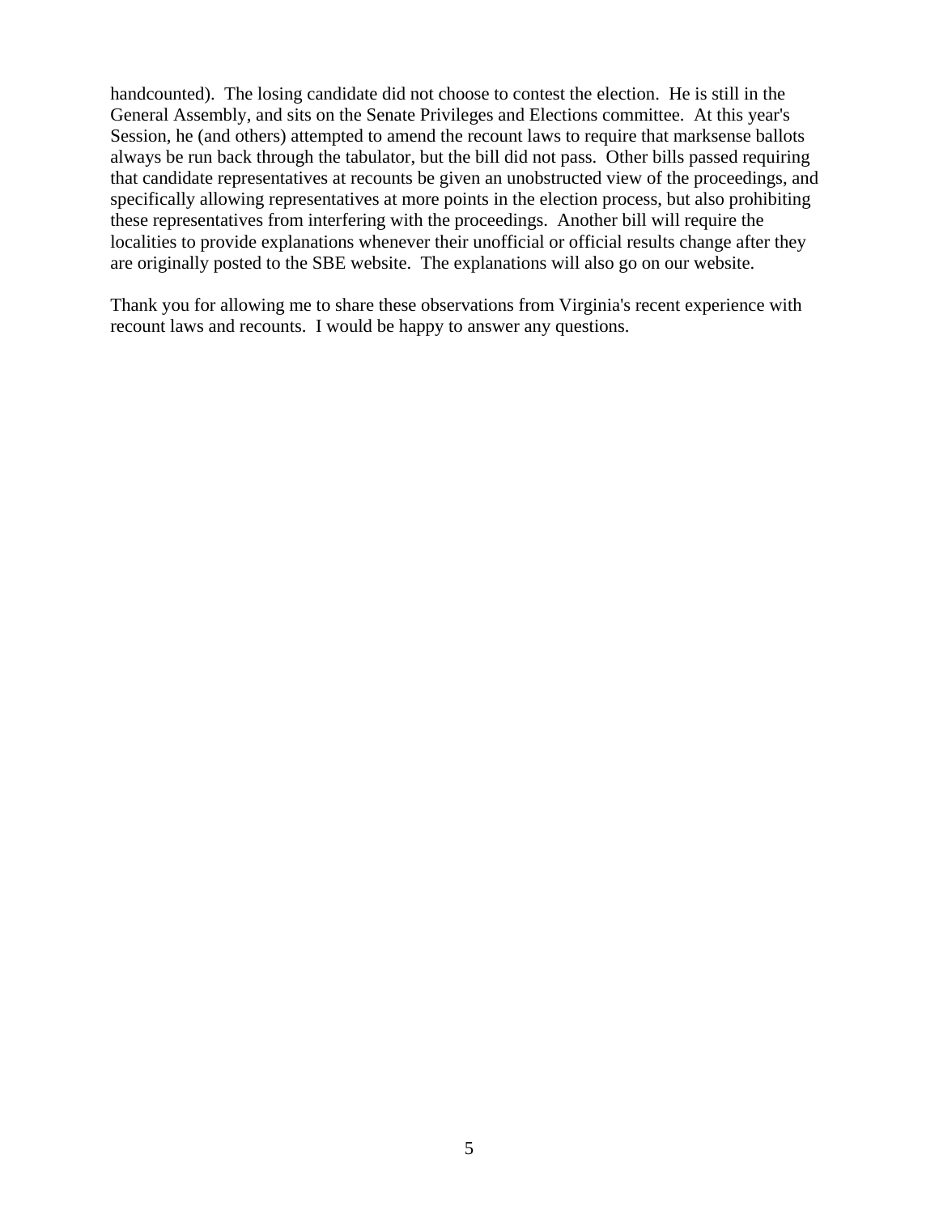handcounted). The losing candidate did not choose to contest the election. He is still in the General Assembly, and sits on the Senate Privileges and Elections committee. At this year's Session, he (and others) attempted to amend the recount laws to require that marksense ballots always be run back through the tabulator, but the bill did not pass. Other bills passed requiring that candidate representatives at recounts be given an unobstructed view of the proceedings, and specifically allowing representatives at more points in the election process, but also prohibiting these representatives from interfering with the proceedings. Another bill will require the localities to provide explanations whenever their unofficial or official results change after they are originally posted to the SBE website. The explanations will also go on our website.

Thank you for allowing me to share these observations from Virginia's recent experience with recount laws and recounts. I would be happy to answer any questions.